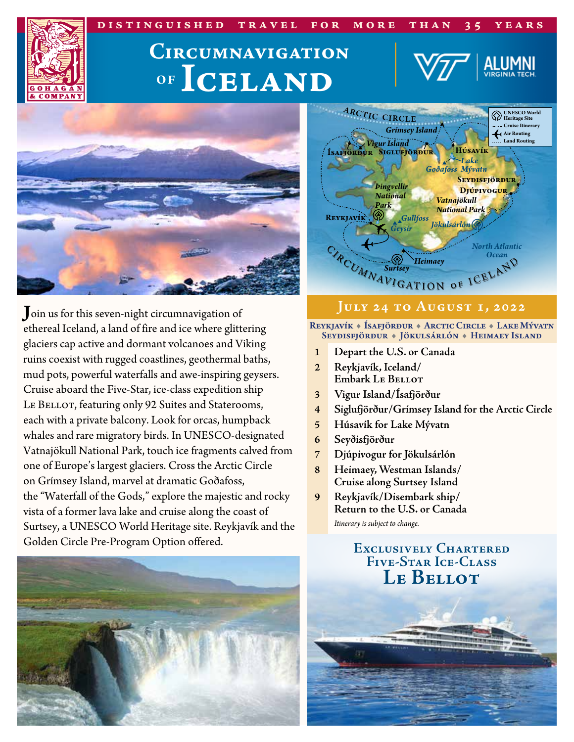DISTINGUISHED TRAVEL FOR MORE THAN 35 YEARS

# Circumnavigation of Iceland

Join us for this seven-night circumnavigation of ethereal Iceland, a land of fire and ice where glittering glaciers cap active and dormant volcanoes and Viking ruins coexist with rugged coastlines, geothermal baths, mud pots, powerful waterfalls and awe-inspiring geysers. Cruise aboard the Five-Star, ice-class expedition ship Le Bellot, featuring only 92 Suites and Staterooms, each with a private balcony. Look for orcas, humpback whales and rare migratory birds. In UNESCO-designated Vatnajökull National Park, touch ice fragments calved from one of Europe's largest glaciers. Cross the Arctic Circle on Grímsey Island, marvel at dramatic Goðafoss, the "Waterfall of the Gods," explore the majestic and rocky vista of a former lava lake and cruise along the coast of Surtsey, a UNESCO World Heritage site. Reykjavík and the Golden Circle Pre-Program Option offered.

## July 24 to August 1, 2022

**Reykjavík ♦ Ísafjörður ♦ Arctic Circle ♦ Lake Mývatn Seyðisfjörður ♦ Jökulsárlón ♦ Heimaey Island**

1. Depart the U.S. or Canada
2. Reykjavík, Iceland/ Embark Le Bellot
3. Vigur Island/Ísafjörður
4. Siglufjörður/Grímsey Island for the Arctic Circle
5. Húsavík for Lake Mývatn
6. Seyðisfjörður
7. Djúpivogur for Jökulsárlón
8. Heimaey, Westman Islands/ Cruise along Surtsey Island
9. Reykjavík/Disembark ship/ Return to the U.S. or Canada

*Itinerary is subject to change.*

## Exclusively Chartered Five-Star Ice-Class Le Bellot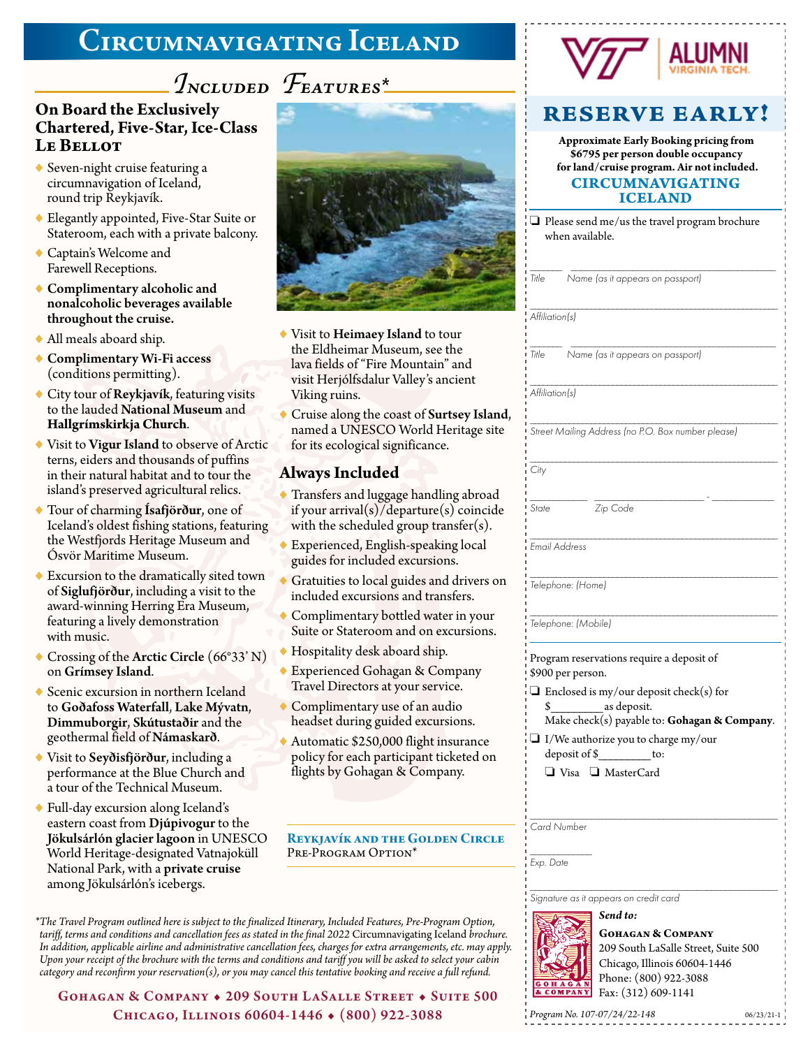# Circumnavigating Iceland

## Included Features*

### On Board the Exclusively Chartered, Five-Star, Ice-Class Le Bellot

- Seven-night cruise featuring a circumnavigation of Iceland, round trip Reykjavík.
- Elegantly appointed, Five-Star Suite or Stateroom, each with a private balcony.
- Captain's Welcome and Farewell Receptions.
- **Complimentary alcoholic and nonalcoholic beverages available throughout the cruise.**
- All meals aboard ship.
- **Complimentary Wi-Fi access** (conditions permitting).
- City tour of **Reykjavík**, featuring visits to the lauded **National Museum** and **Hallgrímskirkja Church**.
- Visit to **Vigur Island** to observe of Arctic terns, eiders and thousands of puffins in their natural habitat and to tour the island's preserved agricultural relics.
- Tour of charming **Ísafjörður**, one of Iceland's oldest fishing stations, featuring the Westfjords Heritage Museum and Ósvör Maritime Museum.
- Excursion to the dramatically sited town of **Siglufjörður**, including a visit to the award-winning Herring Era Museum, featuring a lively demonstration with music.
- Crossing of the **Arctic Circle** (66°33' N) on **Grímsey Island**.
- Scenic excursion in northern Iceland to **Goðafoss Waterfall**, **Lake Mývatn**, **Dimmuborgir**, **Skútustaðir** and the geothermal field of **Námaskarð**.
- Visit to **Seyðisfjörður**, including a performance at the Blue Church and a tour of the Technical Museum.
- Full-day excursion along Iceland's eastern coast from **Djúpivogur** to the **Jökulsárlón glacier lagoon** in UNESCO World Heritage-designated Vatnajökull National Park, with a **private cruise** among Jökulsárlón's icebergs.
- Visit to **Heimaey Island** to tour the Eldheimar Museum, see the lava fields of "Fire Mountain" and visit Herjólfsdalur Valley's ancient Viking ruins.
- Cruise along the coast of **Surtsey Island**, named a UNESCO World Heritage site for its ecological significance.

### Always Included

- Transfers and luggage handling abroad if your arrival(s)/departure(s) coincide with the scheduled group transfer(s).
- Experienced, English-speaking local guides for included excursions.
- Gratuities to local guides and drivers on included excursions and transfers.
- Complimentary bottled water in your Suite or Stateroom and on excursions.
- Hospitality desk aboard ship.
- Experienced Gohagan & Company Travel Directors at your service.
- Complimentary use of an audio headset during guided excursions.
- Automatic $250,000 flight insurance policy for each participant ticketed on flights by Gohagan & Company.

**Reykjavík and the Golden Circle**
Pre-Program Option*

*The Travel Program outlined here is subject to the finalized Itinerary, Included Features, Pre-Program Option, tariff, terms and conditions and cancellation fees as stated in the final 2022 Circumnavigating Iceland brochure. In addition, applicable airline and administrative cancellation fees, charges for extra arrangements, etc. may apply. Upon your receipt of the brochure with the terms and conditions and tariff you will be asked to select your cabin category and reconfirm your reservation(s), or you may cancel this tentative booking and receive a full refund.*

Gohagan & Company ♦ 209 South LaSalle Street ♦ Suite 500
Chicago, Illinois 60604-1446 ♦ (800) 922-3088

---

VT ALUMNI VIRGINIA TECH.

## RESERVE EARLY!

**Approximate Early Booking pricing from $6795 per person double occupancy for land/cruise program. Air not included.**

**CIRCUMNAVIGATING ICELAND**

❑ Please send me/us the travel program brochure when available.

Title _____ Name (as it appears on passport) _____

Affiliation(s) _____

Title _____ Name (as it appears on passport) _____

Affiliation(s) _____

Street Mailing Address (no P.O. Box number please) _____

City _____

State _____ Zip Code _____ - _____

Email Address _____

Telephone: (Home) _____

Telephone: (Mobile) _____

Program reservations require a deposit of $900 per person.

❑ Enclosed is my/our deposit check(s) for $_________ as deposit.
Make check(s) payable to: **Gohagan & Company**.

❑ I/We authorize you to charge my/our deposit of $_________ to:

❑ Visa ❑ MasterCard

Card Number _____

Exp. Date _____

Signature as it appears on credit card _____

*Send to:*

**Gohagan & Company**
209 South LaSalle Street, Suite 500
Chicago, Illinois 60604-1446
Phone: (800) 922-3088
Fax: (312) 609-1141

*Program No. 107-07/24/22-148* 06/23/21-1